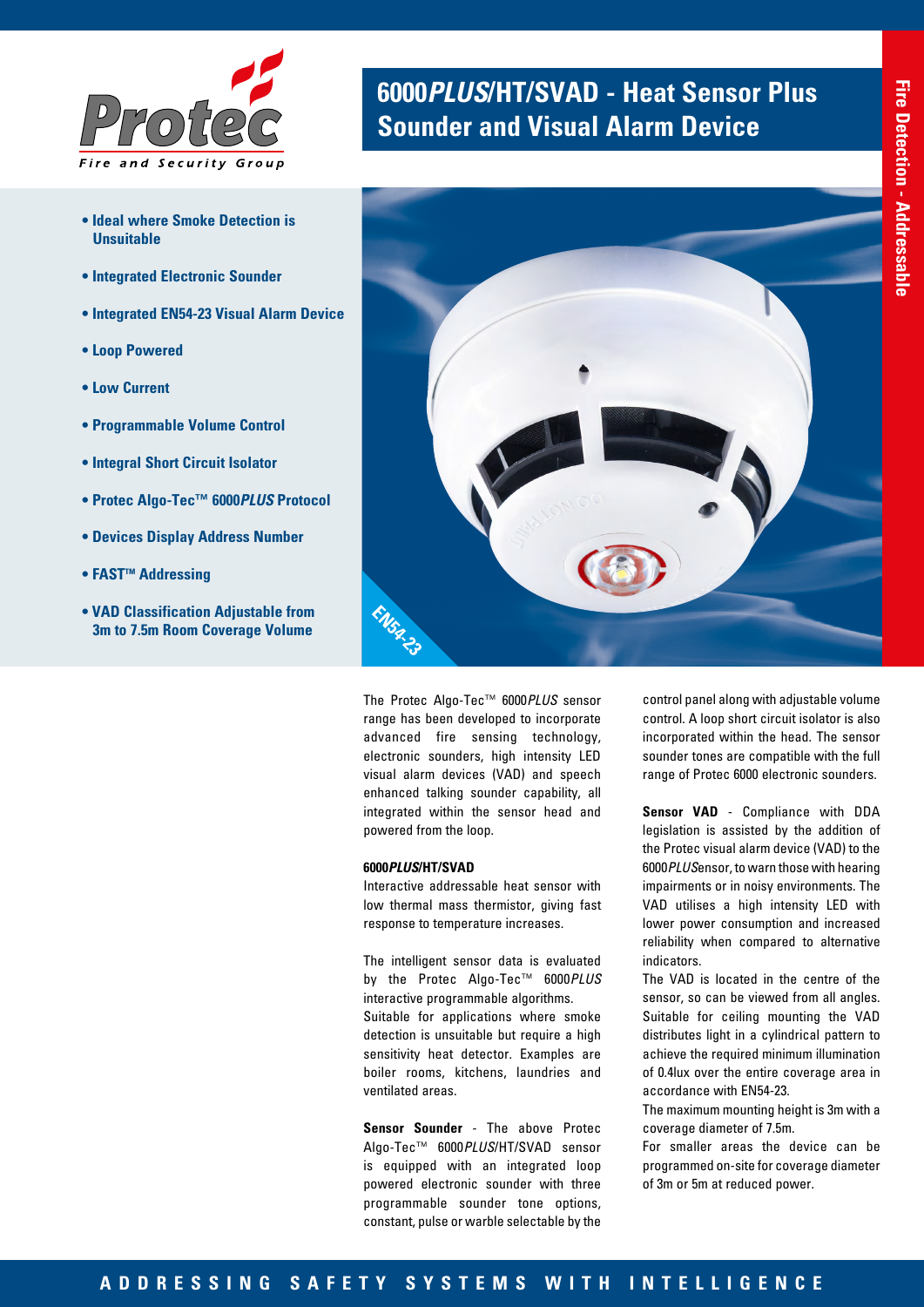# 6000*PLUS*/HT/SVAD - Heat Sensor Plus Sounder and Visual Alarm Device

Fire Detection - Addressable

- **Ideal where Smoke Detection is Unsuitable**
- **Integrated Electronic Sounder**
- **Integrated EN54-23 Visual Alarm Device**
- **Loop Powered**
- **Low Current**
- **Programmable Volume Control**
- **Integral Short Circuit Isolator**
- **Protec Algo-Tec™ 6000*PLUS* Protocol**
- **Devices Display Address Number**
- **FAST™ Addressing**
- **VAD Classification Adjustable from 3m to 7.5m Room Coverage Volume**

EN54-23

The Protec Algo-Tec™ 6000*PLUS* sensor range has been developed to incorporate advanced fire sensing technology, electronic sounders, high intensity LED visual alarm devices (VAD) and speech enhanced talking sounder capability, all integrated within the sensor head and powered from the loop.

**6000*PLUS*/HT/SVAD**

Interactive addressable heat sensor with low thermal mass thermistor, giving fast response to temperature increases.

The intelligent sensor data is evaluated by the Protec Algo-Tec™ 6000*PLUS* interactive programmable algorithms.
Suitable for applications where smoke detection is unsuitable but require a high sensitivity heat detector. Examples are boiler rooms, kitchens, laundries and ventilated areas.

**Sensor Sounder** - The above Protec Algo-Tec™ 6000*PLUS*/HT/SVAD sensor is equipped with an integrated loop powered electronic sounder with three programmable sounder tone options, constant, pulse or warble selectable by the control panel along with adjustable volume control. A loop short circuit isolator is also incorporated within the head. The sensor sounder tones are compatible with the full range of Protec 6000 electronic sounders.

**Sensor VAD** - Compliance with DDA legislation is assisted by the addition of the Protec visual alarm device (VAD) to the 6000*PLUS*Sensor, to warn those with hearing impairments or in noisy environments. The VAD utilises a high intensity LED with lower power consumption and increased reliability when compared to alternative indicators.
The VAD is located in the centre of the sensor, so can be viewed from all angles. Suitable for ceiling mounting the VAD distributes light in a cylindrical pattern to achieve the required minimum illumination of 0.4lux over the entire coverage area in accordance with EN54-23.
The maximum mounting height is 3m with a coverage diameter of 7.5m.
For smaller areas the device can be programmed on-site for coverage diameter of 3m or 5m at reduced power.

ADDRESSING SAFETY SYSTEMS WITH INTELLIGENCE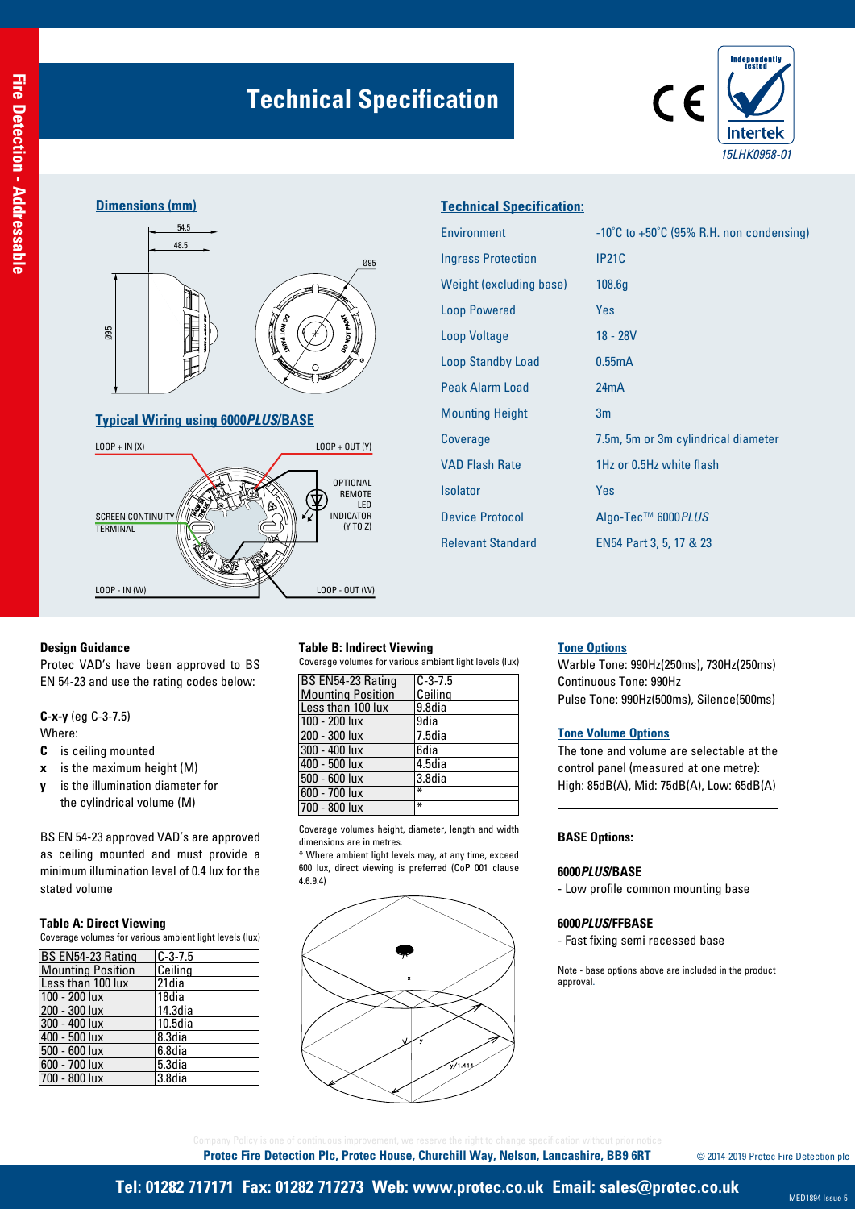# Technical Specification

15LHK0958-01

## Dimensions (mm)

54.5
48.5
Ø95
Ø95

## Typical Wiring using 6000*PLUS*/BASE

LOOP + IN (X)
LOOP + OUT (Y)
OPTIONAL REMOTE LED INDICATOR (Y TO Z)
SCREEN CONTINUITY TERMINAL
LOOP - IN (W)
LOOP - OUT (W)

## Technical Specification:

| | |
|---|---|
| Environment | -10˚C to +50˚C (95% R.H. non condensing) |
| Ingress Protection | IP21C |
| Weight (excluding base) | 108.6g |
| Loop Powered | Yes |
| Loop Voltage | 18 - 28V |
| Loop Standby Load | 0.55mA |
| Peak Alarm Load | 24mA |
| Mounting Height | 3m |
| Coverage | 7.5m, 5m or 3m cylindrical diameter |
| VAD Flash Rate | 1Hz or 0.5Hz white flash |
| Isolator | Yes |
| Device Protocol | Algo-Tec™ 6000*PLUS* |
| Relevant Standard | EN54 Part 3, 5, 17 & 23 |

### Design Guidance

Protec VAD's have been approved to BS EN 54-23 and use the rating codes below:

**C-x-y** (eg C-3-7.5)

Where:

- **C** is ceiling mounted
- **x** is the maximum height (M)
- **y** is the illumination diameter for the cylindrical volume (M)

BS EN 54-23 approved VAD's are approved as ceiling mounted and must provide a minimum illumination level of 0.4 lux for the stated volume

### Table A: Direct Viewing

Coverage volumes for various ambient light levels (lux)

| BS EN54-23 Rating | C-3-7.5 |
|---|---|
| Mounting Position | Ceiling |
| Less than 100 lux | 21dia |
| 100 - 200 lux | 18dia |
| 200 - 300 lux | 14.3dia |
| 300 - 400 lux | 10.5dia |
| 400 - 500 lux | 8.3dia |
| 500 - 600 lux | 6.8dia |
| 600 - 700 lux | 5.3dia |
| 700 - 800 lux | 3.8dia |

### Table B: Indirect Viewing

Coverage volumes for various ambient light levels (lux)

| BS EN54-23 Rating | C-3-7.5 |
|---|---|
| Mounting Position | Ceiling |
| Less than 100 lux | 9.8dia |
| 100 - 200 lux | 9dia |
| 200 - 300 lux | 7.5dia |
| 300 - 400 lux | 6dia |
| 400 - 500 lux | 4.5dia |
| 500 - 600 lux | 3.8dia |
| 600 - 700 lux | * |
| 700 - 800 lux | * |

Coverage volumes height, diameter, length and width dimensions are in metres.

* Where ambient light levels may, at any time, exceed 600 lux, direct viewing is preferred (CoP 001 clause 4.6.9.4)

x
y
y/1.414

### Tone Options

Warble Tone: 990Hz(250ms), 730Hz(250ms)
Continuous Tone: 990Hz
Pulse Tone: 990Hz(500ms), Silence(500ms)

### Tone Volume Options

The tone and volume are selectable at the control panel (measured at one metre):
High: 85dB(A), Mid: 75dB(A), Low: 65dB(A)

### BASE Options:

**6000*PLUS*/BASE**

- Low profile common mounting base

**6000*PLUS*/FFBASE**

- Fast fixing semi recessed base

Note - base options above are included in the product approval.

Company Policy is one of continuous improvement, we reserve the right to change specification without prior notice

**Protec Fire Detection Plc, Protec House, Churchill Way, Nelson, Lancashire, BB9 6RT**

© 2014-2019 Protec Fire Detection plc

**Tel: 01282 717171 Fax: 01282 717273 Web: www.protec.co.uk Email: sales@protec.co.uk**

MED1894 Issue 5